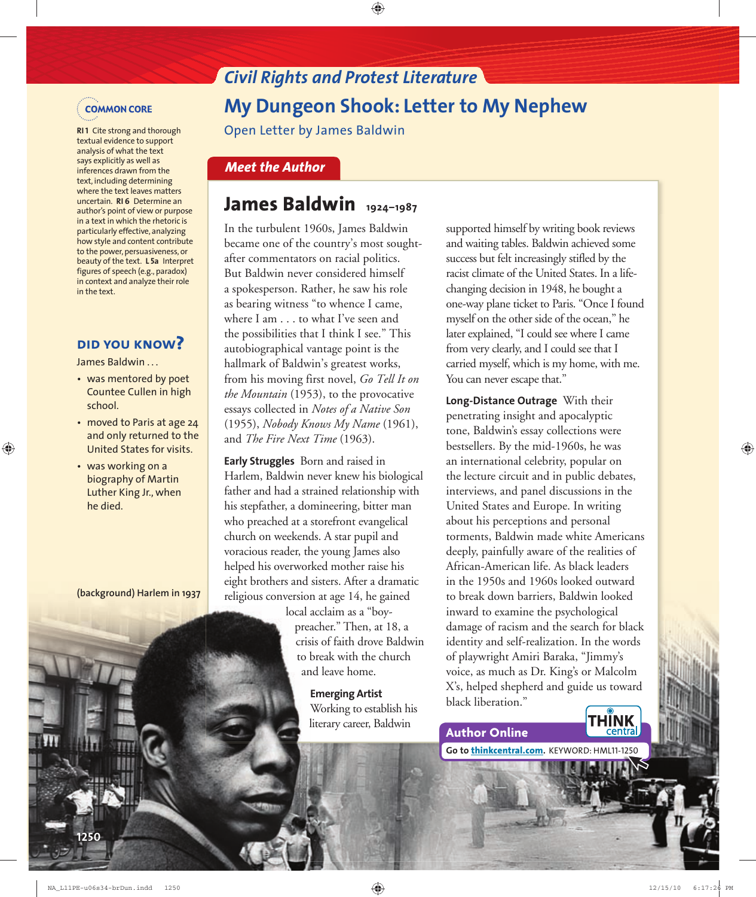# Civil Rights and Protest Literature

# My Dungeon Shook: Letter to My Nephew

Open Letter by James Baldwin

**COMMON CORE**

**RI 1** Cite strong and thorough textual evidence to support analysis of what the text says explicitly as well as inferences drawn from the text, including determining where the text leaves matters uncertain. **RI 6** Determine an author's point of view or purpose in a text in which the rhetoric is particularly effective, analyzing how style and content contribute to the power, persuasiveness, or beauty of the text. **L 5a** Interpret figures of speech (e.g., paradox) in context and analyze their role in the text.

**DID YOU KNOW?**

James Baldwin . . .

- was mentored by poet Countee Cullen in high school.
- moved to Paris at age 24 and only returned to the United States for visits.
- was working on a biography of Martin Luther King Jr., when he died.

(background) Harlem in 1937

## Meet the Author

## James Baldwin 1924–1987

In the turbulent 1960s, James Baldwin became one of the country's most sought-after commentators on racial politics. But Baldwin never considered himself a spokesperson. Rather, he saw his role as bearing witness "to whence I came, where I am . . . to what I've seen and the possibilities that I think I see." This autobiographical vantage point is the hallmark of Baldwin's greatest works, from his moving first novel, *Go Tell It on the Mountain* (1953), to the provocative essays collected in *Notes of a Native Son* (1955), *Nobody Knows My Name* (1961), and *The Fire Next Time* (1963).

**Early Struggles** Born and raised in Harlem, Baldwin never knew his biological father and had a strained relationship with his stepfather, a domineering, bitter man who preached at a storefront evangelical church on weekends. A star pupil and voracious reader, the young James also helped his overworked mother raise his eight brothers and sisters. After a dramatic religious conversion at age 14, he gained local acclaim as a "boy-preacher." Then, at 18, a crisis of faith drove Baldwin to break with the church and leave home.

**Emerging Artist** Working to establish his literary career, Baldwin supported himself by writing book reviews and waiting tables. Baldwin achieved some success but felt increasingly stifled by the racist climate of the United States. In a life-changing decision in 1948, he bought a one-way plane ticket to Paris. "Once I found myself on the other side of the ocean," he later explained, "I could see where I came from very clearly, and I could see that I carried myself, which is my home, with me. You can never escape that."

**Long-Distance Outrage** With their penetrating insight and apocalyptic tone, Baldwin's essay collections were bestsellers. By the mid-1960s, he was an international celebrity, popular on the lecture circuit and in public debates, interviews, and panel discussions in the United States and Europe. In writing about his perceptions and personal torments, Baldwin made white Americans deeply, painfully aware of the realities of African-American life. As black leaders in the 1950s and 1960s looked outward to break down barriers, Baldwin looked inward to examine the psychological damage of racism and the search for black identity and self-realization. In the words of playwright Amiri Baraka, "Jimmy's voice, as much as Dr. King's or Malcolm X's, helped shepherd and guide us toward black liberation."

**Author Online**

Go to thinkcentral.com. KEYWORD: HML11-1250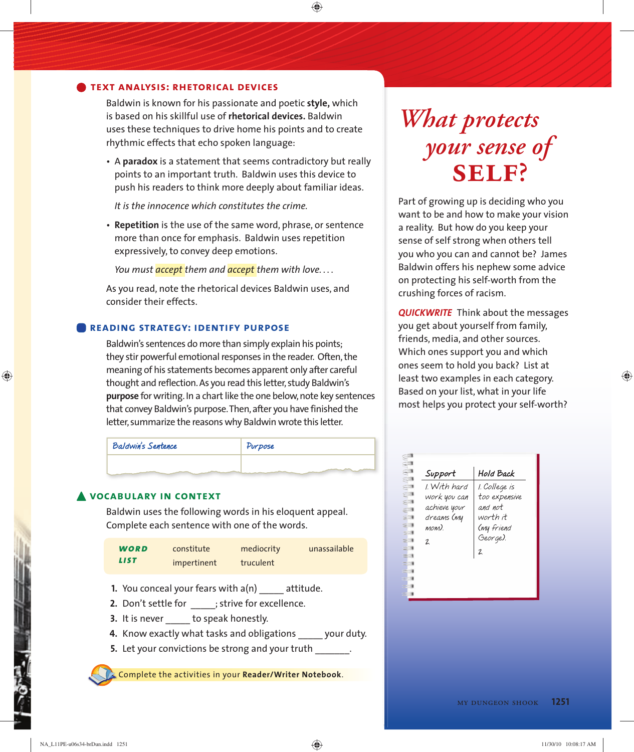## TEXT ANALYSIS: RHETORICAL DEVICES

Baldwin is known for his passionate and poetic **style,** which is based on his skillful use of **rhetorical devices.** Baldwin uses these techniques to drive home his points and to create rhythmic effects that echo spoken language:

- A **paradox** is a statement that seems contradictory but really points to an important truth. Baldwin uses this device to push his readers to think more deeply about familiar ideas.

  *It is the innocence which constitutes the crime.*

- **Repetition** is the use of the same word, phrase, or sentence more than once for emphasis. Baldwin uses repetition expressively, to convey deep emotions.

  *You must accept them and accept them with love. . . .*

As you read, note the rhetorical devices Baldwin uses, and consider their effects.

## READING STRATEGY: IDENTIFY PURPOSE

Baldwin's sentences do more than simply explain his points; they stir powerful emotional responses in the reader. Often, the meaning of his statements becomes apparent only after careful thought and reflection. As you read this letter, study Baldwin's **purpose** for writing. In a chart like the one below, note key sentences that convey Baldwin's purpose. Then, after you have finished the letter, summarize the reasons why Baldwin wrote this letter.

| Baldwin's Sentence | Purpose |
| --- | --- |
| | |

## VOCABULARY IN CONTEXT

Baldwin uses the following words in his eloquent appeal. Complete each sentence with one of the words.

| WORD LIST | | | |
| --- | --- | --- | --- |
| | constitute | mediocrity | unassailable |
| | impertinent | truculent | |

1. You conceal your fears with a(n) _____ attitude.
2. Don't settle for _____; strive for excellence.
3. It is never _____ to speak honestly.
4. Know exactly what tasks and obligations _____ your duty.
5. Let your convictions be strong and your truth _______.

Complete the activities in your **Reader/Writer Notebook**.

# *What protects your sense of* SELF?

Part of growing up is deciding who you want to be and how to make your vision a reality. But how do you keep your sense of self strong when others tell you who you can and cannot be? James Baldwin offers his nephew some advice on protecting his self-worth from the crushing forces of racism.

***QUICKWRITE*** Think about the messages you get about yourself from family, friends, media, and other sources. Which ones support you and which ones seem to hold you back? List at least two examples in each category. Based on your list, what in your life most helps you protect your self-worth?

| Support | Hold Back |
| --- | --- |
| 1. With hard work you can achieve your dreams (my mom). | 1. College is too expensive and not worth it (my friend George). |
| 2. | 2. |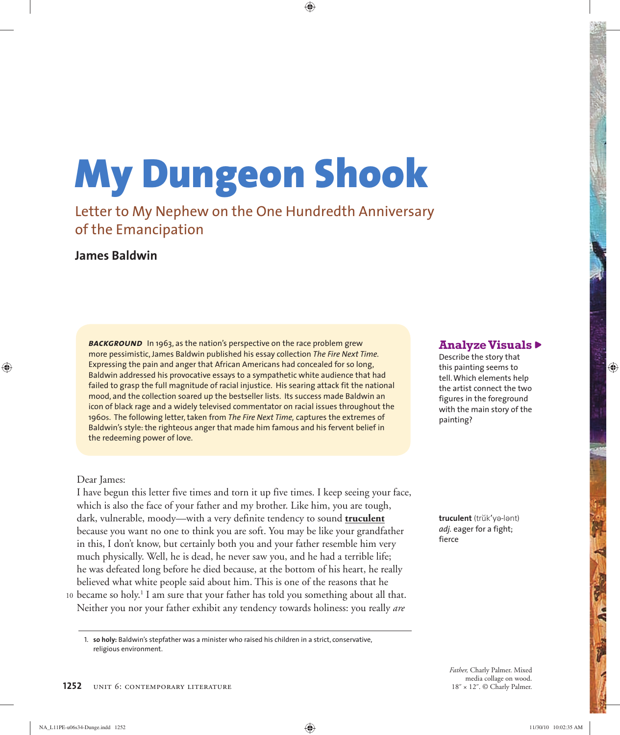# My Dungeon Shook

## Letter to My Nephew on the One Hundredth Anniversary of the Emancipation

**James Baldwin**

***BACKGROUND*** In 1963, as the nation's perspective on the race problem grew more pessimistic, James Baldwin published his essay collection *The Fire Next Time.* Expressing the pain and anger that African Americans had concealed for so long, Baldwin addressed his provocative essays to a sympathetic white audience that had failed to grasp the full magnitude of racial injustice. His searing attack fit the national mood, and the collection soared up the bestseller lists. Its success made Baldwin an icon of black rage and a widely televised commentator on racial issues throughout the 1960s. The following letter, taken from *The Fire Next Time,* captures the extremes of Baldwin's style: the righteous anger that made him famous and his fervent belief in the redeeming power of love.

**Analyze Visuals ▸**
Describe the story that this painting seems to tell. Which elements help the artist connect the two figures in the foreground with the main story of the painting?

Dear James:

I have begun this letter five times and torn it up five times. I keep seeing your face, which is also the face of your father and my brother. Like him, you are tough, dark, vulnerable, moody—with a very definite tendency to sound **truculent** because you want no one to think you are soft. You may be like your grandfather in this, I don't know, but certainly both you and your father resemble him very much physically. Well, he is dead, he never saw you, and he had a terrible life; he was defeated long before he died because, at the bottom of his heart, he really believed what white people said about him. This is one of the reasons that he became so holy.[1] I am sure that your father has told you something about all that. Neither you nor your father exhibit any tendency towards holiness: you really *are*

**truculent** (trŭk′yə-lənt) *adj.* eager for a fight; fierce

1. **so holy:** Baldwin's stepfather was a minister who raised his children in a strict, conservative, religious environment.

*Father,* Charly Palmer. Mixed media collage on wood. 18″ × 12″. © Charly Palmer.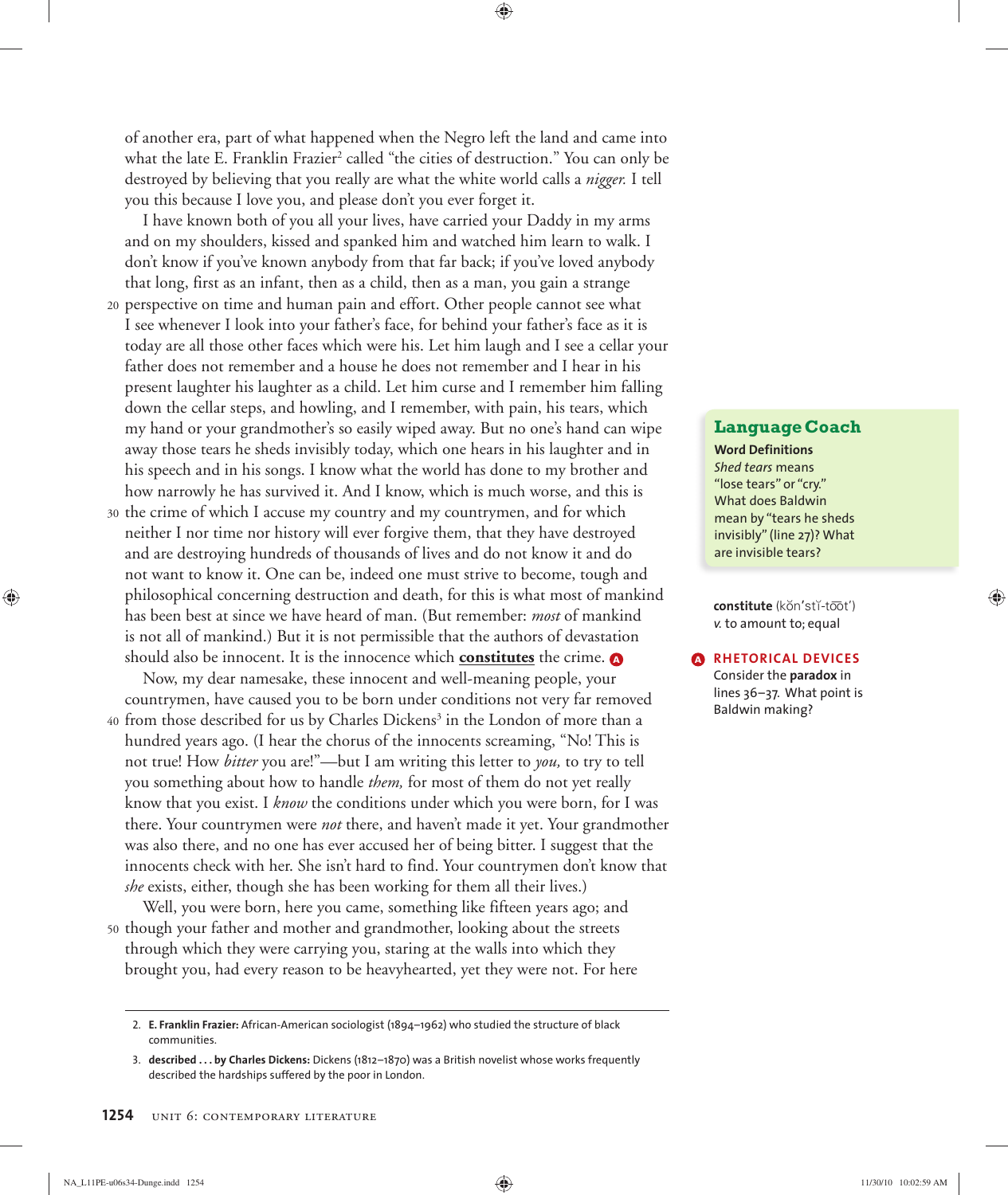of another era, part of what happened when the Negro left the land and came into what the late E. Franklin Frazier[2] called "the cities of destruction." You can only be destroyed by believing that you really are what the white world calls a *nigger.* I tell you this because I love you, and please don't you ever forget it.

I have known both of you all your lives, have carried your Daddy in my arms and on my shoulders, kissed and spanked him and watched him learn to walk. I don't know if you've known anybody from that far back; if you've loved anybody that long, first as an infant, then as a child, then as a man, you gain a strange perspective on time and human pain and effort. Other people cannot see what I see whenever I look into your father's face, for behind your father's face as it is today are all those other faces which were his. Let him laugh and I see a cellar your father does not remember and a house he does not remember and I hear in his present laughter his laughter as a child. Let him curse and I remember him falling down the cellar steps, and howling, and I remember, with pain, his tears, which my hand or your grandmother's so easily wiped away. But no one's hand can wipe away those tears he sheds invisibly today, which one hears in his laughter and in his speech and in his songs. I know what the world has done to my brother and how narrowly he has survived it. And I know, which is much worse, and this is the crime of which I accuse my country and my countrymen, and for which neither I nor time nor history will ever forgive them, that they have destroyed and are destroying hundreds of thousands of lives and do not know it and do not want to know it. One can be, indeed one must strive to become, tough and philosophical concerning destruction and death, for this is what most of mankind has been best at since we have heard of man. (But remember: *most* of mankind is not all of mankind.) But it is not permissible that the authors of devastation should also be innocent. It is the innocence which **constitutes** the crime. **A**

Now, my dear namesake, these innocent and well-meaning people, your countrymen, have caused you to be born under conditions not very far removed from those described for us by Charles Dickens[3] in the London of more than a hundred years ago. (I hear the chorus of the innocents screaming, "No! This is not true! How *bitter* you are!"—but I am writing this letter to *you,* to try to tell you something about how to handle *them,* for most of them do not yet really know that you exist. I *know* the conditions under which you were born, for I was there. Your countrymen were *not* there, and haven't made it yet. Your grandmother was also there, and no one has ever accused her of being bitter. I suggest that the innocents check with her. She isn't hard to find. Your countrymen don't know that *she* exists, either, though she has been working for them all their lives.)

Well, you were born, here you came, something like fifteen years ago; and though your father and mother and grandmother, looking about the streets through which they were carrying you, staring at the walls into which they brought you, had every reason to be heavyhearted, yet they were not. For here

---

**Language Coach**

**Word Definitions**
*Shed tears* means "lose tears" or "cry." What does Baldwin mean by "tears he sheds invisibly" (line 27)? What are invisible tears?

**constitute** (kŏn′stĭ-to͞ot′) *v.* to amount to; equal

**A RHETORICAL DEVICES**
Consider the **paradox** in lines 36–37. What point is Baldwin making?

---

2. **E. Franklin Frazier:** African-American sociologist (1894–1962) who studied the structure of black communities.

3. **described . . . by Charles Dickens:** Dickens (1812–1870) was a British novelist whose works frequently described the hardships suffered by the poor in London.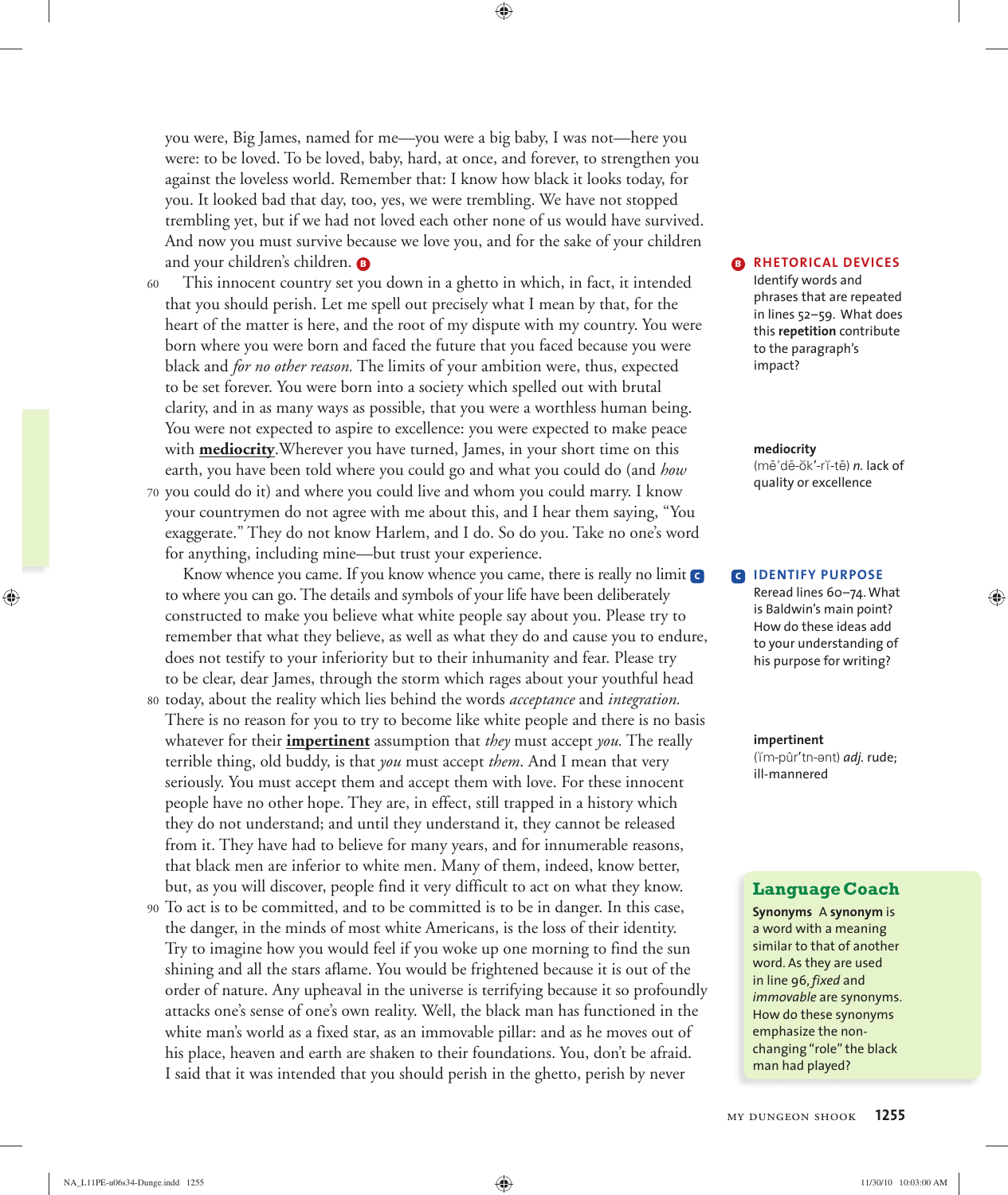you were, Big James, named for me—you were a big baby, I was not—here you were: to be loved. To be loved, baby, hard, at once, and forever, to strengthen you against the loveless world. Remember that: I know how black it looks today, for you. It looked bad that day, too, yes, we were trembling. We have not stopped trembling yet, but if we had not loved each other none of us would have survived. And now you must survive because we love you, and for the sake of your children and your children's children. **B**

60 This innocent country set you down in a ghetto in which, in fact, it intended that you should perish. Let me spell out precisely what I mean by that, for the heart of the matter is here, and the root of my dispute with my country. You were born where you were born and faced the future that you faced because you were black and *for no other reason.* The limits of your ambition were, thus, expected to be set forever. You were born into a society which spelled out with brutal clarity, and in as many ways as possible, that you were a worthless human being. You were not expected to aspire to excellence: you were expected to make peace with **mediocrity**. Wherever you have turned, James, in your short time on this earth, you have been told where you could go and what you could do (and *how* 70 you could do it) and where you could live and whom you could marry. I know your countrymen do not agree with me about this, and I hear them saying, "You exaggerate." They do not know Harlem, and I do. So do you. Take no one's word for anything, including mine—but trust your experience.

Know whence you came. If you know whence you came, there is really no limit **C** to where you can go. The details and symbols of your life have been deliberately constructed to make you believe what white people say about you. Please try to remember that what they believe, as well as what they do and cause you to endure, does not testify to your inferiority but to their inhumanity and fear. Please try to be clear, dear James, through the storm which rages about your youthful head 80 today, about the reality which lies behind the words *acceptance* and *integration.* There is no reason for you to try to become like white people and there is no basis whatever for their **impertinent** assumption that *they* must accept *you.* The really terrible thing, old buddy, is that *you* must accept *them*. And I mean that very seriously. You must accept them and accept them with love. For these innocent people have no other hope. They are, in effect, still trapped in a history which they do not understand; and until they understand it, they cannot be released from it. They have had to believe for many years, and for innumerable reasons, that black men are inferior to white men. Many of them, indeed, know better, but, as you will discover, people find it very difficult to act on what they know. 90 To act is to be committed, and to be committed is to be in danger. In this case, the danger, in the minds of most white Americans, is the loss of their identity. Try to imagine how you would feel if you woke up one morning to find the sun shining and all the stars aflame. You would be frightened because it is out of the order of nature. Any upheaval in the universe is terrifying because it so profoundly attacks one's sense of one's own reality. Well, the black man has functioned in the white man's world as a fixed star, as an immovable pillar: and as he moves out of his place, heaven and earth are shaken to their foundations. You, don't be afraid. I said that it was intended that you should perish in the ghetto, perish by never

**B RHETORICAL DEVICES**
Identify words and phrases that are repeated in lines 52–59. What does this **repetition** contribute to the paragraph's impact?

**mediocrity**
(mē'dē-ŏk'-rĭ-tē) *n.* lack of quality or excellence

**C IDENTIFY PURPOSE**
Reread lines 60–74. What is Baldwin's main point? How do these ideas add to your understanding of his purpose for writing?

**impertinent**
(ĭm-pûr'tn-ənt) *adj.* rude; ill-mannered

**Language Coach**
**Synonyms** A **synonym** is a word with a meaning similar to that of another word. As they are used in line 96, *fixed* and *immovable* are synonyms. How do these synonyms emphasize the non-changing "role" the black man had played?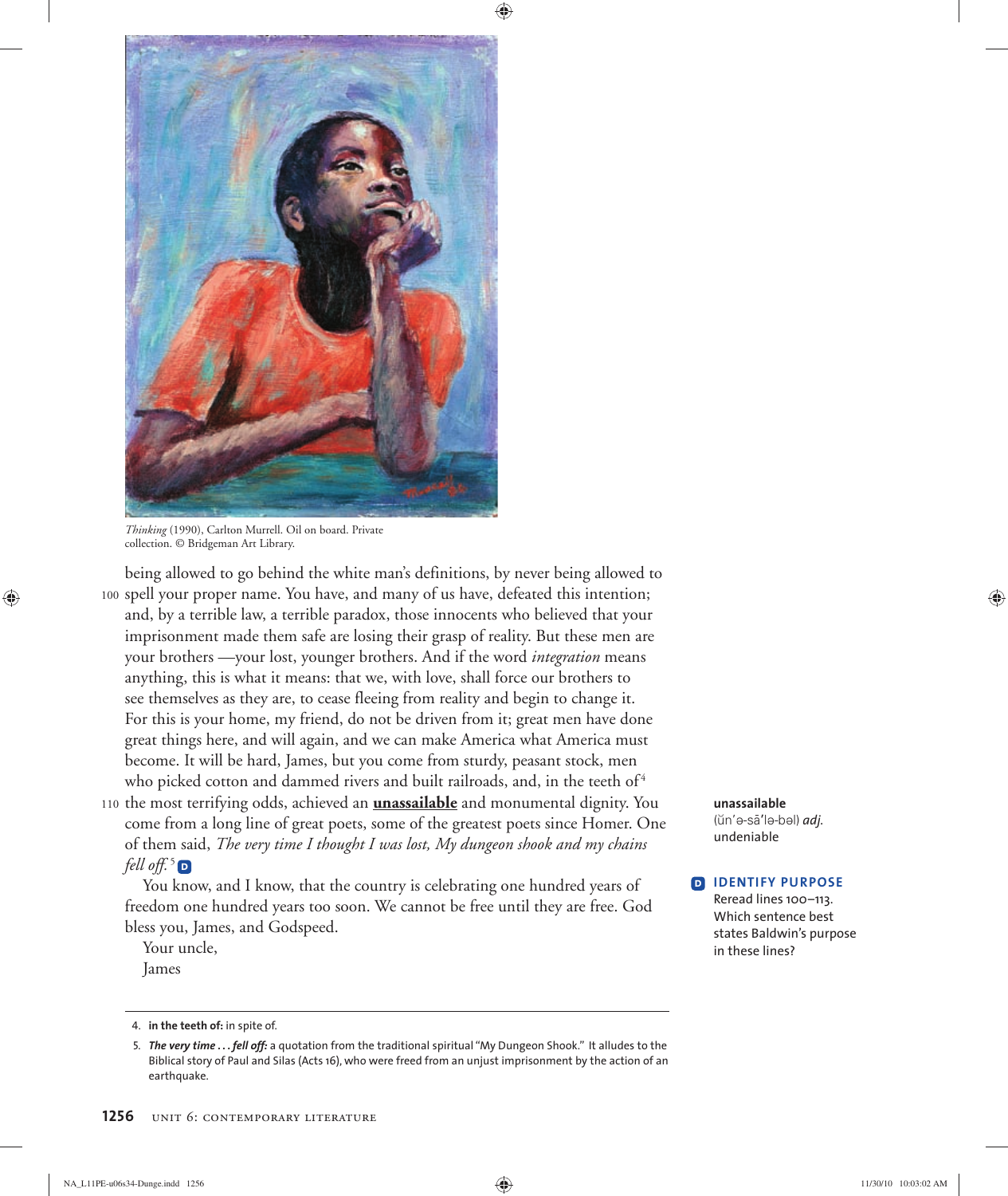*Thinking* (1990), Carlton Murrell. Oil on board. Private collection. © Bridgeman Art Library.

being allowed to go behind the white man's definitions, by never being allowed to spell your proper name. You have, and many of us have, defeated this intention; and, by a terrible law, a terrible paradox, those innocents who believed that your imprisonment made them safe are losing their grasp of reality. But these men are your brothers —your lost, younger brothers. And if the word *integration* means anything, this is what it means: that we, with love, shall force our brothers to see themselves as they are, to cease fleeing from reality and begin to change it. For this is your home, my friend, do not be driven from it; great men have done great things here, and will again, and we can make America what America must become. It will be hard, James, but you come from sturdy, peasant stock, men who picked cotton and dammed rivers and built railroads, and, in the teeth of[4] the most terrifying odds, achieved an **unassailable** and monumental dignity. You come from a long line of great poets, some of the greatest poets since Homer. One of them said, *The very time I thought I was lost, My dungeon shook and my chains fell off.*[5] **D**

You know, and I know, that the country is celebrating one hundred years of freedom one hundred years too soon. We cannot be free until they are free. God bless you, James, and Godspeed.

Your uncle,
James

**unassailable** (ŭn′ə-sā′lə-bəl) *adj.* undeniable

**D IDENTIFY PURPOSE**
Reread lines 100–113. Which sentence best states Baldwin's purpose in these lines?

4. **in the teeth of:** in spite of.

5. ***The very time . . . fell off:*** a quotation from the traditional spiritual "My Dungeon Shook." It alludes to the Biblical story of Paul and Silas (Acts 16), who were freed from an unjust imprisonment by the action of an earthquake.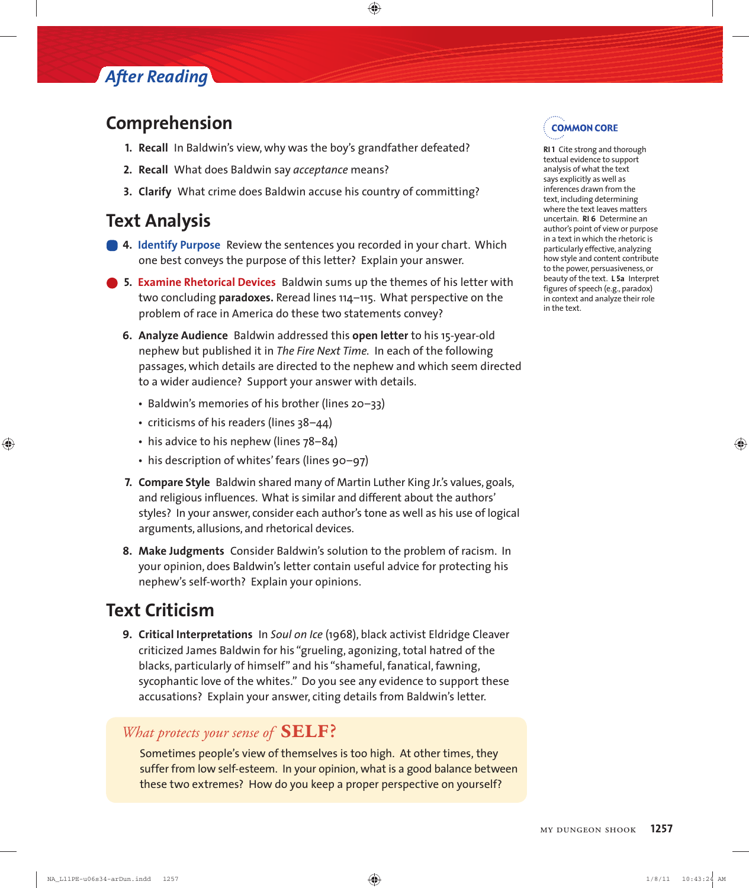# After Reading

## Comprehension

1. **Recall** In Baldwin's view, why was the boy's grandfather defeated?
2. **Recall** What does Baldwin say *acceptance* means?
3. **Clarify** What crime does Baldwin accuse his country of committing?

## Text Analysis

4. **Identify Purpose** Review the sentences you recorded in your chart. Which one best conveys the purpose of this letter? Explain your answer.
5. **Examine Rhetorical Devices** Baldwin sums up the themes of his letter with two concluding **paradoxes.** Reread lines 114–115. What perspective on the problem of race in America do these two statements convey?
6. **Analyze Audience** Baldwin addressed this **open letter** to his 15-year-old nephew but published it in *The Fire Next Time*. In each of the following passages, which details are directed to the nephew and which seem directed to a wider audience? Support your answer with details.
   - Baldwin's memories of his brother (lines 20–33)
   - criticisms of his readers (lines 38–44)
   - his advice to his nephew (lines 78–84)
   - his description of whites' fears (lines 90–97)
7. **Compare Style** Baldwin shared many of Martin Luther King Jr.'s values, goals, and religious influences. What is similar and different about the authors' styles? In your answer, consider each author's tone as well as his use of logical arguments, allusions, and rhetorical devices.
8. **Make Judgments** Consider Baldwin's solution to the problem of racism. In your opinion, does Baldwin's letter contain useful advice for protecting his nephew's self-worth? Explain your opinions.

## Text Criticism

9. **Critical Interpretations** In *Soul on Ice* (1968), black activist Eldridge Cleaver criticized James Baldwin for his "grueling, agonizing, total hatred of the blacks, particularly of himself" and his "shameful, fanatical, fawning, sycophantic love of the whites." Do you see any evidence to support these accusations? Explain your answer, citing details from Baldwin's letter.

### *What protects your sense of* SELF?

Sometimes people's view of themselves is too high. At other times, they suffer from low self-esteem. In your opinion, what is a good balance between these two extremes? How do you keep a proper perspective on yourself?

**COMMON CORE**

**RI 1** Cite strong and thorough textual evidence to support analysis of what the text says explicitly as well as inferences drawn from the text, including determining where the text leaves matters uncertain. **RI 6** Determine an author's point of view or purpose in a text in which the rhetoric is particularly effective, analyzing how style and content contribute to the power, persuasiveness, or beauty of the text. **L 5a** Interpret figures of speech (e.g., paradox) in context and analyze their role in the text.